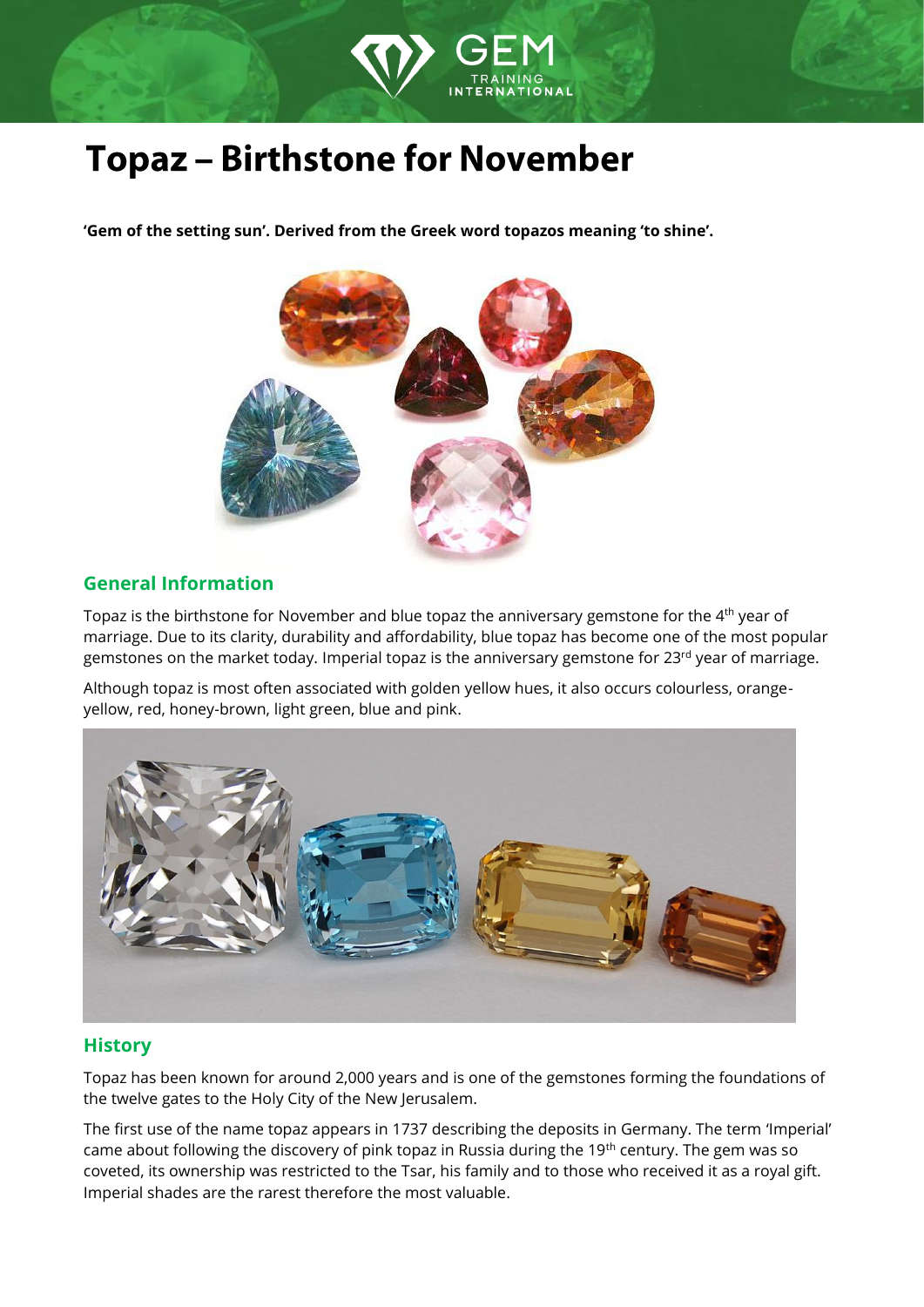# Topaz – Birthstone for November

**'Gem of the setting sun'. Derived from the Greek word topazos meaning 'to shine'.**

## General Information

Topaz is the birthstone for November and blue topaz the anniversary gemstone for the 4th year of marriage. Due to its clarity, durability and affordability, blue topaz has become one of the most popular gemstones on the market today. Imperial topaz is the anniversary gemstone for 23rd year of marriage.

Although topaz is most often associated with golden yellow hues, it also occurs colourless, orange-yellow, red, honey-brown, light green, blue and pink.

## History

Topaz has been known for around 2,000 years and is one of the gemstones forming the foundations of the twelve gates to the Holy City of the New Jerusalem.

The first use of the name topaz appears in 1737 describing the deposits in Germany. The term 'Imperial' came about following the discovery of pink topaz in Russia during the 19th century. The gem was so coveted, its ownership was restricted to the Tsar, his family and to those who received it as a royal gift. Imperial shades are the rarest therefore the most valuable.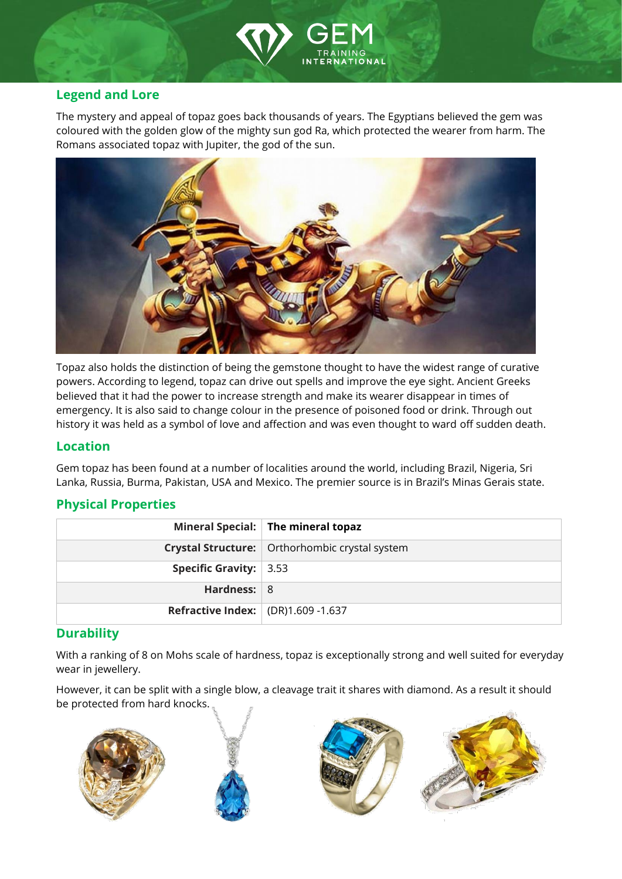## Legend and Lore

The mystery and appeal of topaz goes back thousands of years. The Egyptians believed the gem was coloured with the golden glow of the mighty sun god Ra, which protected the wearer from harm. The Romans associated topaz with Jupiter, the god of the sun.

Topaz also holds the distinction of being the gemstone thought to have the widest range of curative powers. According to legend, topaz can drive out spells and improve the eye sight. Ancient Greeks believed that it had the power to increase strength and make its wearer disappear in times of emergency. It is also said to change colour in the presence of poisoned food or drink. Through out history it was held as a symbol of love and affection and was even thought to ward off sudden death.

## Location

Gem topaz has been found at a number of localities around the world, including Brazil, Nigeria, Sri Lanka, Russia, Burma, Pakistan, USA and Mexico. The premier source is in Brazil's Minas Gerais state.

## Physical Properties

| **Mineral Special:** | **The mineral topaz** |
|---:|---|
| **Crystal Structure:** | Orthorhombic crystal system |
| **Specific Gravity:** | 3.53 |
| **Hardness:** | 8 |
| **Refractive Index:** | (DR)1.609 -1.637 |

## Durability

With a ranking of 8 on Mohs scale of hardness, topaz is exceptionally strong and well suited for everyday wear in jewellery.

However, it can be split with a single blow, a cleavage trait it shares with diamond. As a result it should be protected from hard knocks.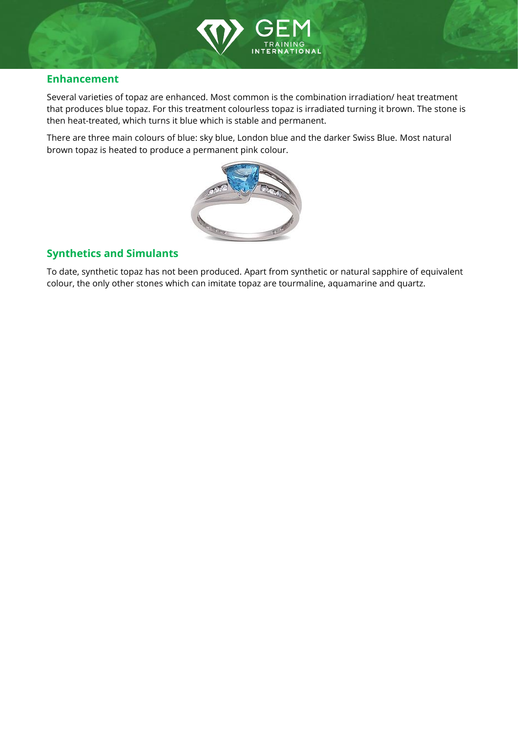## Enhancement

Several varieties of topaz are enhanced. Most common is the combination irradiation/ heat treatment that produces blue topaz. For this treatment colourless topaz is irradiated turning it brown. The stone is then heat-treated, which turns it blue which is stable and permanent.

There are three main colours of blue: sky blue, London blue and the darker Swiss Blue. Most natural brown topaz is heated to produce a permanent pink colour.

## Synthetics and Simulants

To date, synthetic topaz has not been produced. Apart from synthetic or natural sapphire of equivalent colour, the only other stones which can imitate topaz are tourmaline, aquamarine and quartz.